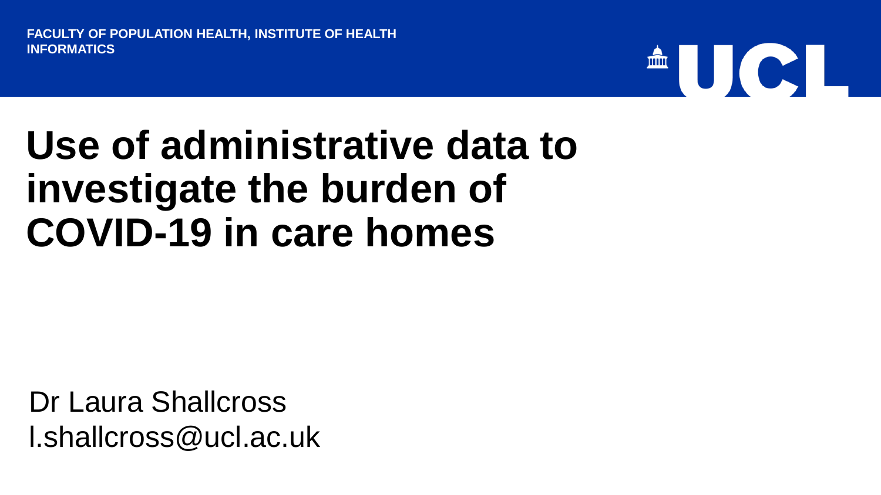FACULTY OF POPULATION HEALTH, INSTITUTE OF HEALTH INFORMATICS

UCL

# Use of administrative data to investigate the burden of COVID-19 in care homes

Dr Laura Shallcross
l.shallcross@ucl.ac.uk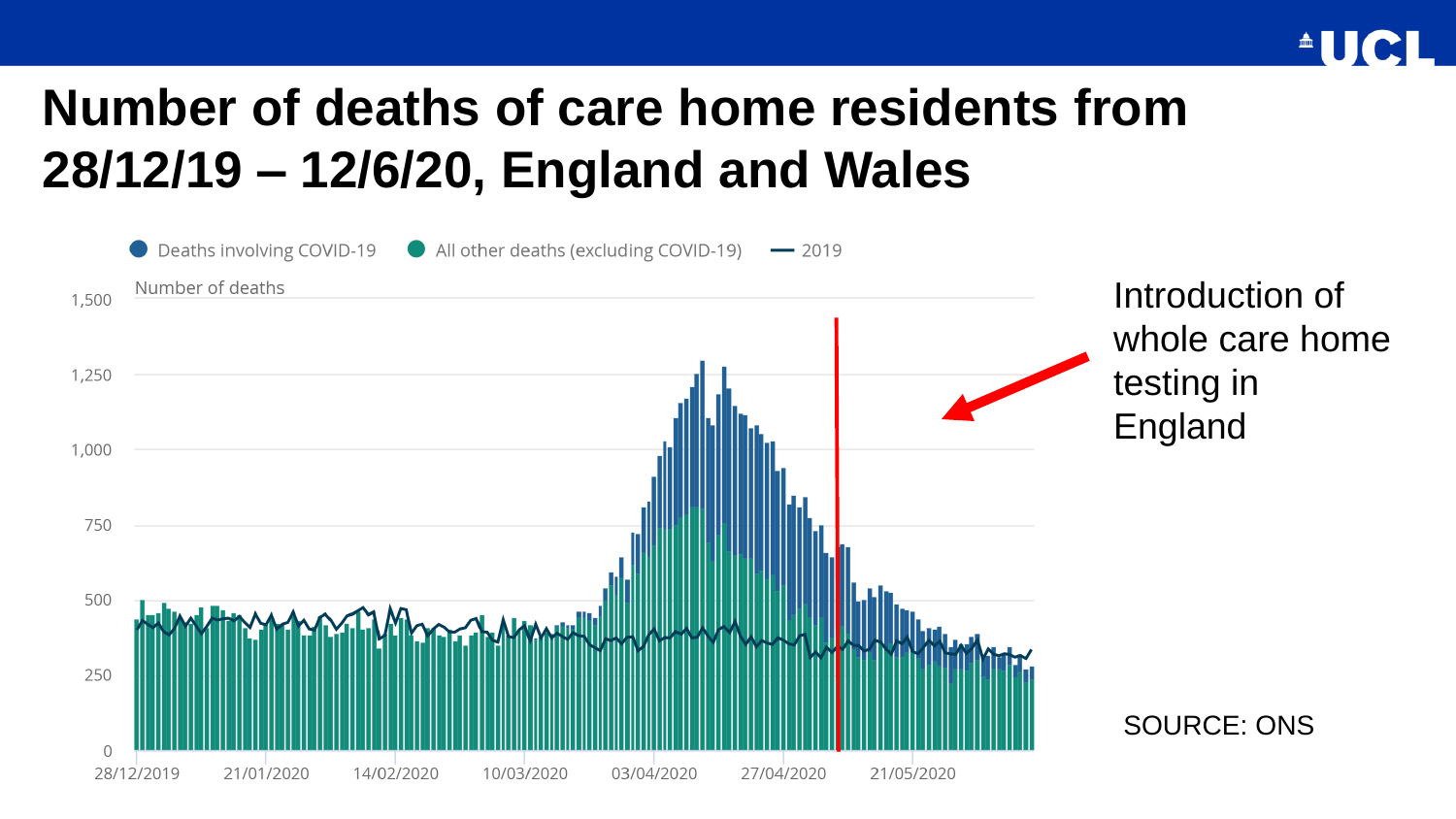# Number of deaths of care home residents from 28/12/19 – 12/6/20, England and Wales

Deaths involving COVID-19 | All other deaths (excluding COVID-19) | 2019

Number of deaths

1,500
1,250
1,000
750
500
250
0

28/12/2019 | 21/01/2020 | 14/02/2020 | 10/03/2020 | 03/04/2020 | 27/04/2020 | 21/05/2020

Introduction of whole care home testing in England

SOURCE: ONS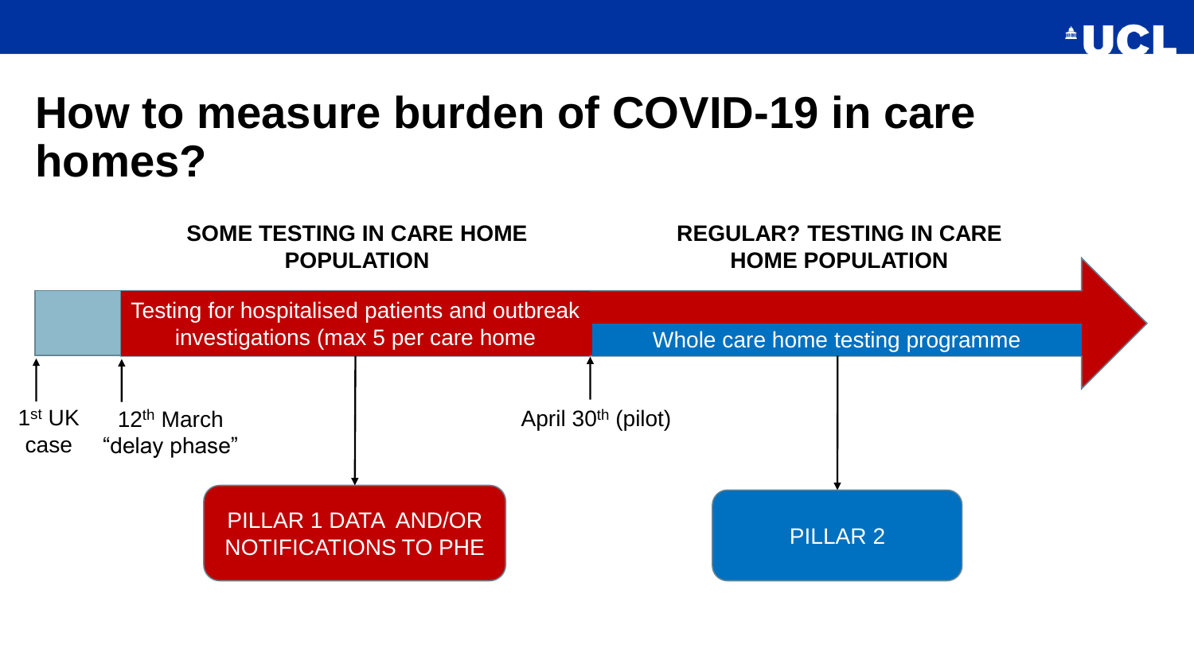# How to measure burden of COVID-19 in care homes?

**SOME TESTING IN CARE HOME POPULATION**

**REGULAR? TESTING IN CARE HOME POPULATION**

Testing for hospitalised patients and outbreak investigations (max 5 per care home

Whole care home testing programme

1st UK case

12th March "delay phase"

April 30th (pilot)

PILLAR 1 DATA AND/OR NOTIFICATIONS TO PHE

PILLAR 2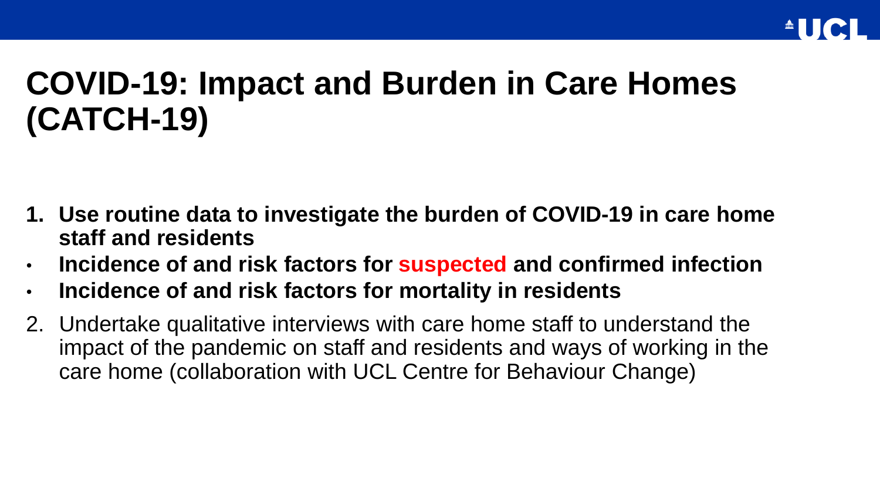# COVID-19: Impact and Burden in Care Homes (CATCH-19)

1. **Use routine data to investigate the burden of COVID-19 in care home staff and residents**
   - **Incidence of and risk factors for suspected and confirmed infection**
   - **Incidence of and risk factors for mortality in residents**
2. Undertake qualitative interviews with care home staff to understand the impact of the pandemic on staff and residents and ways of working in the care home (collaboration with UCL Centre for Behaviour Change)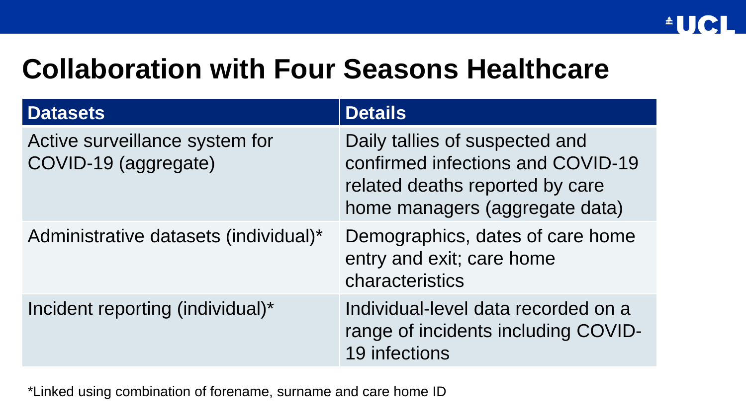# Collaboration with Four Seasons Healthcare

| Datasets | Details |
| --- | --- |
| Active surveillance system for COVID-19 (aggregate) | Daily tallies of suspected and confirmed infections and COVID-19 related deaths reported by care home managers (aggregate data) |
| Administrative datasets (individual)* | Demographics, dates of care home entry and exit; care home characteristics |
| Incident reporting (individual)* | Individual-level data recorded on a range of incidents including COVID-19 infections |

*Linked using combination of forename, surname and care home ID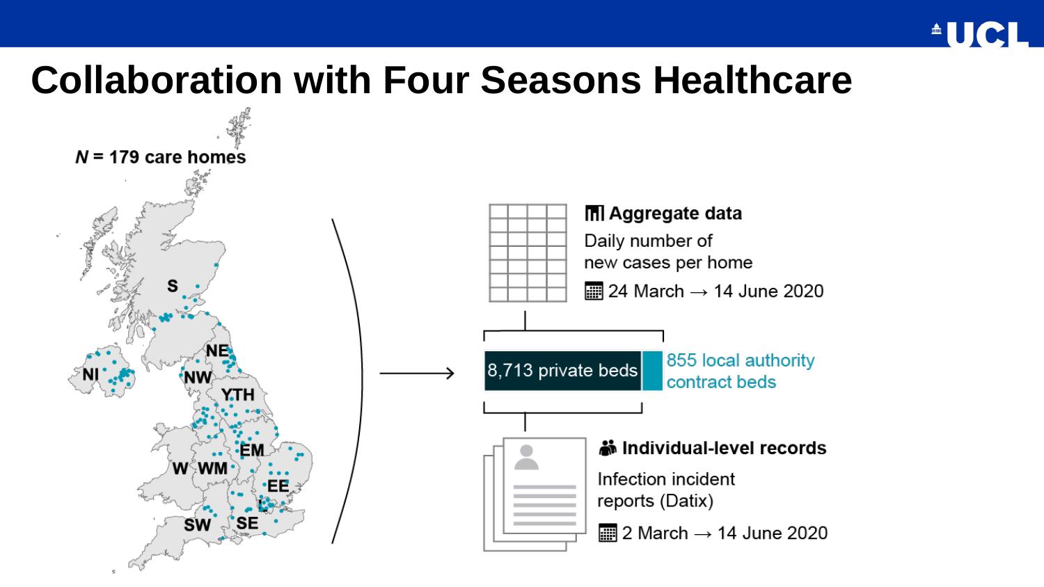# Collaboration with Four Seasons Healthcare

*N* = 179 care homes

S

NI

NE

NW

YTH

EM

W

WM

EE

L

SW

SE

**Aggregate data**

Daily number of new cases per home

24 March → 14 June 2020

8,713 private beds

855 local authority contract beds

**Individual-level records**

Infection incident reports (Datix)

2 March → 14 June 2020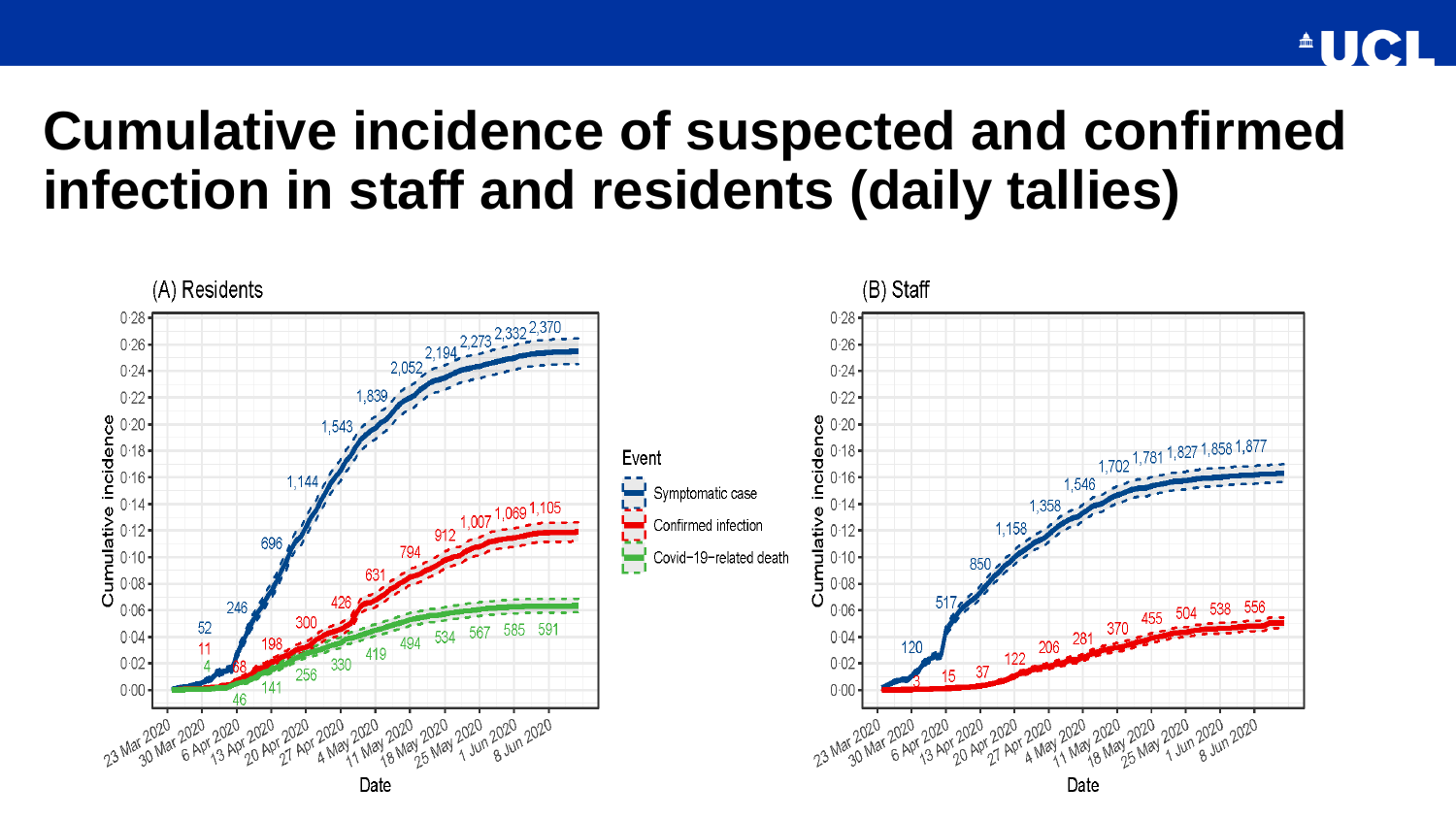# Cumulative incidence of suspected and confirmed infection in staff and residents (daily tallies)

(A) Residents

(B) Staff

Event: Symptomatic case; Confirmed infection; Covid−19−related death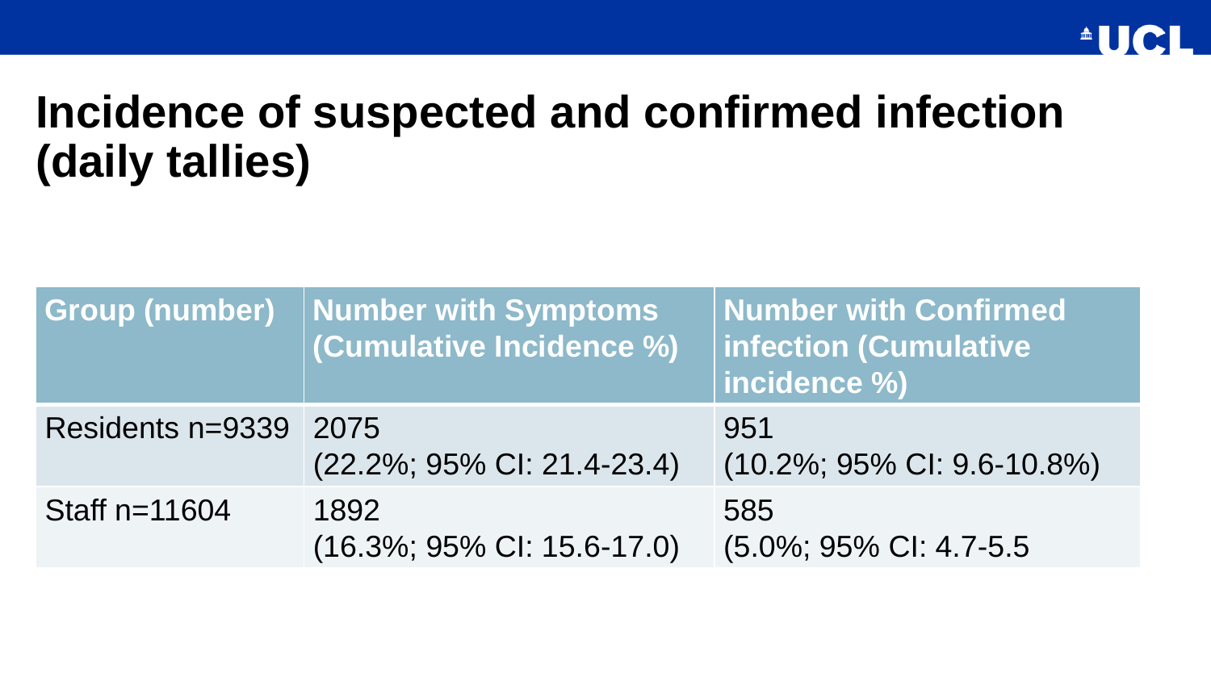# Incidence of suspected and confirmed infection (daily tallies)

| Group (number) | Number with Symptoms (Cumulative Incidence %) | Number with Confirmed infection (Cumulative incidence %) |
|---|---|---|
| Residents n=9339 | 2075 (22.2%; 95% CI: 21.4-23.4) | 951 (10.2%; 95% CI: 9.6-10.8%) |
| Staff n=11604 | 1892 (16.3%; 95% CI: 15.6-17.0) | 585 (5.0%; 95% CI: 4.7-5.5 |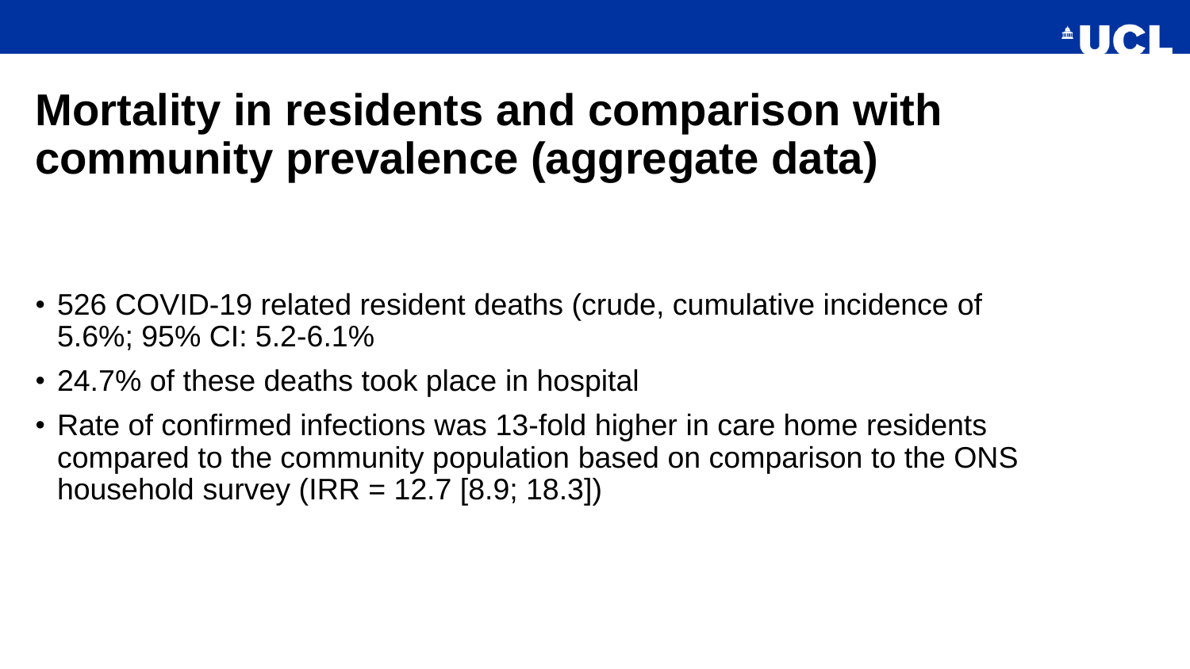# Mortality in residents and comparison with community prevalence (aggregate data)

- 526 COVID-19 related resident deaths (crude, cumulative incidence of 5.6%; 95% CI: 5.2-6.1%
- 24.7% of these deaths took place in hospital
- Rate of confirmed infections was 13-fold higher in care home residents compared to the community population based on comparison to the ONS household survey (IRR = 12.7 [8.9; 18.3])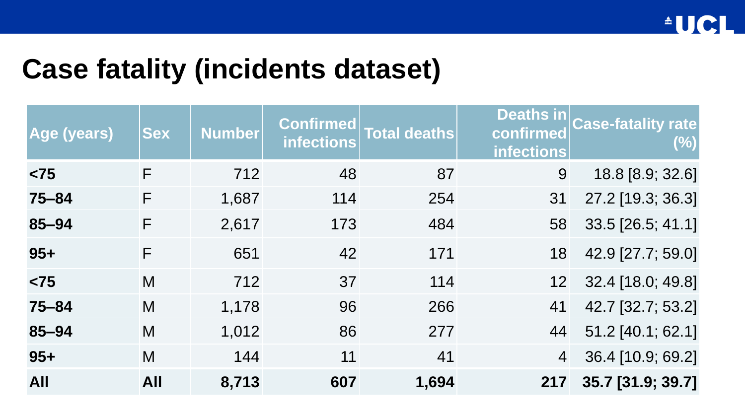# Case fatality (incidents dataset)

| Age (years) | Sex | Number | Confirmed infections | Total deaths | Deaths in confirmed infections | Case-fatality rate (%) |
|---|---|---|---|---|---|---|
| **<75** | F | 712 | 48 | 87 | 9 | 18.8 [8.9; 32.6] |
| **75–84** | F | 1,687 | 114 | 254 | 31 | 27.2 [19.3; 36.3] |
| **85–94** | F | 2,617 | 173 | 484 | 58 | 33.5 [26.5; 41.1] |
| **95+** | F | 651 | 42 | 171 | 18 | 42.9 [27.7; 59.0] |
| **<75** | M | 712 | 37 | 114 | 12 | 32.4 [18.0; 49.8] |
| **75–84** | M | 1,178 | 96 | 266 | 41 | 42.7 [32.7; 53.2] |
| **85–94** | M | 1,012 | 86 | 277 | 44 | 51.2 [40.1; 62.1] |
| **95+** | M | 144 | 11 | 41 | 4 | 36.4 [10.9; 69.2] |
| **All** | **All** | **8,713** | **607** | **1,694** | **217** | **35.7 [31.9; 39.7]** |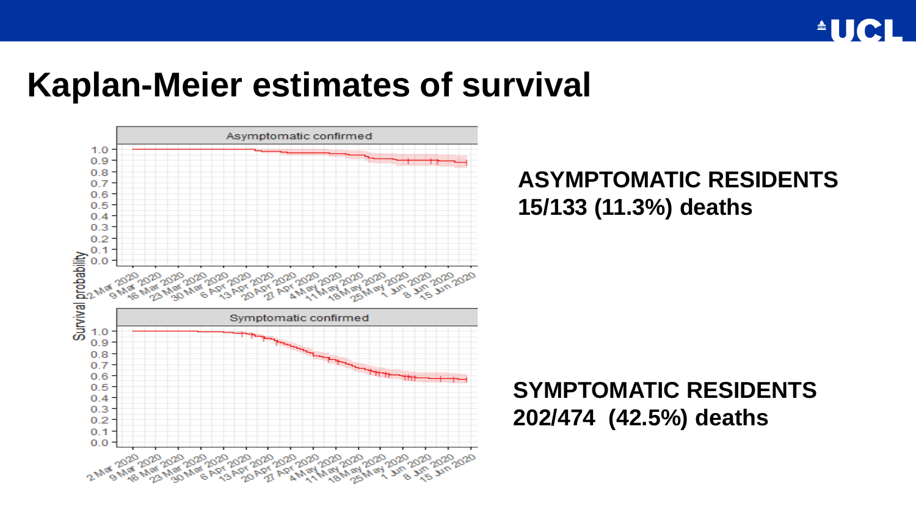# Kaplan-Meier estimates of survival

**ASYMPTOMATIC RESIDENTS**
**15/133 (11.3%) deaths**

**SYMPTOMATIC RESIDENTS**
**202/474 (42.5%) deaths**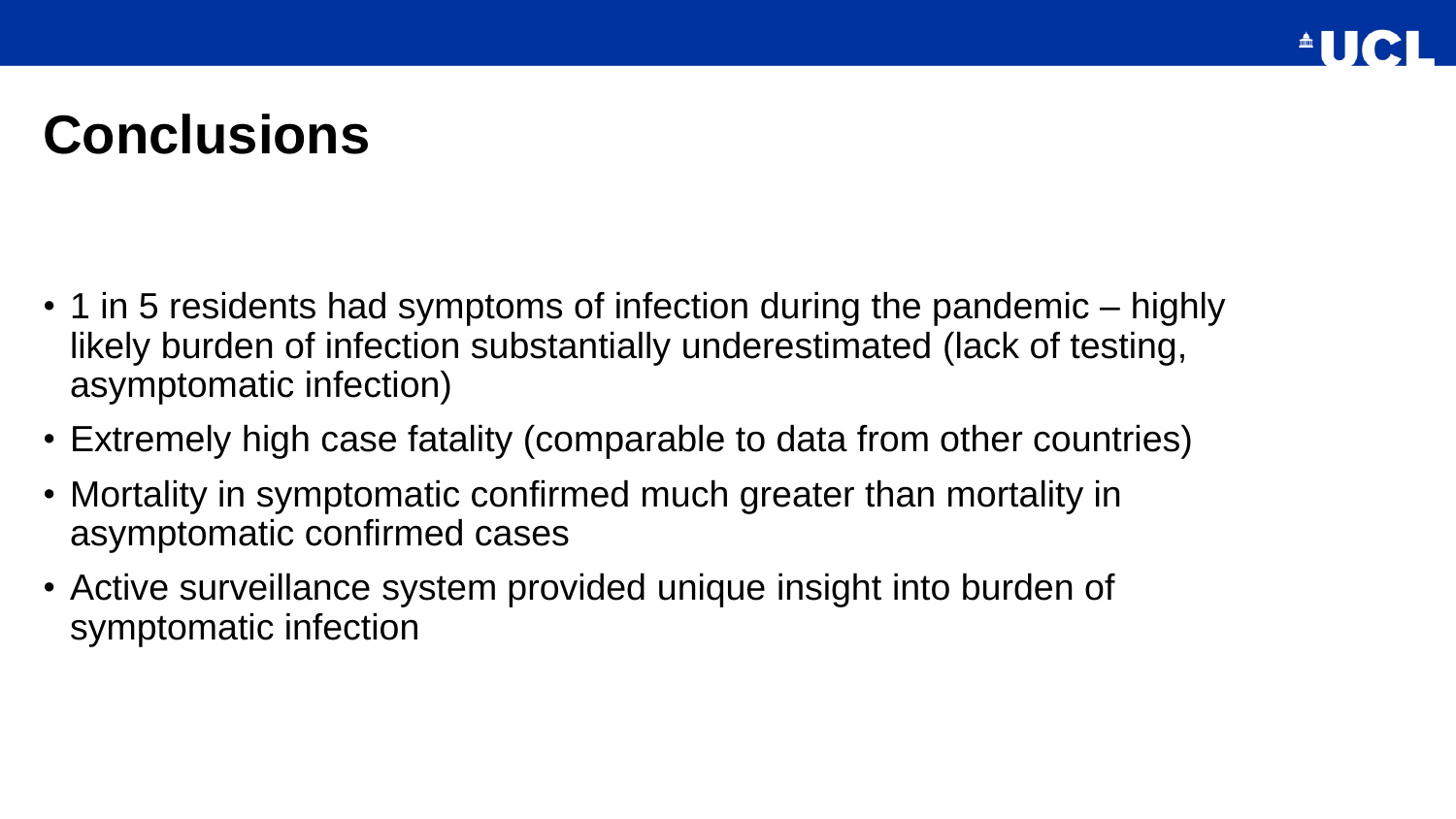# Conclusions

- 1 in 5 residents had symptoms of infection during the pandemic – highly likely burden of infection substantially underestimated (lack of testing, asymptomatic infection)
- Extremely high case fatality (comparable to data from other countries)
- Mortality in symptomatic confirmed much greater than mortality in asymptomatic confirmed cases
- Active surveillance system provided unique insight into burden of symptomatic infection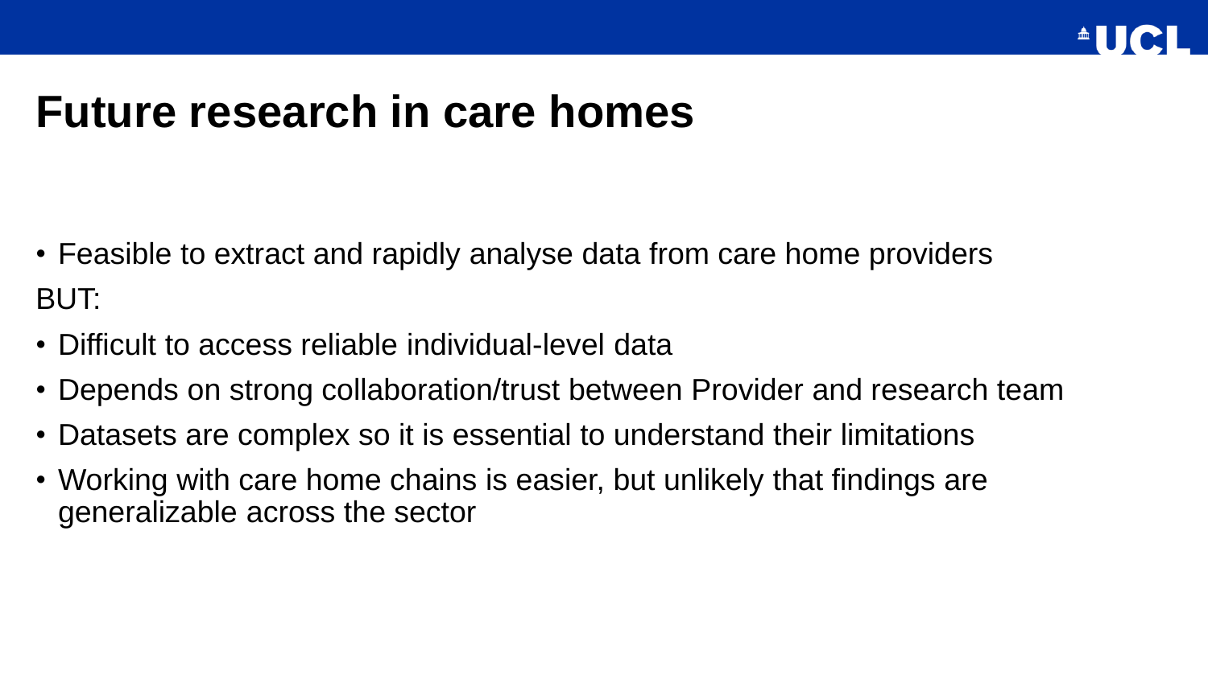# Future research in care homes

- Feasible to extract and rapidly analyse data from care home providers

BUT:

- Difficult to access reliable individual-level data
- Depends on strong collaboration/trust between Provider and research team
- Datasets are complex so it is essential to understand their limitations
- Working with care home chains is easier, but unlikely that findings are generalizable across the sector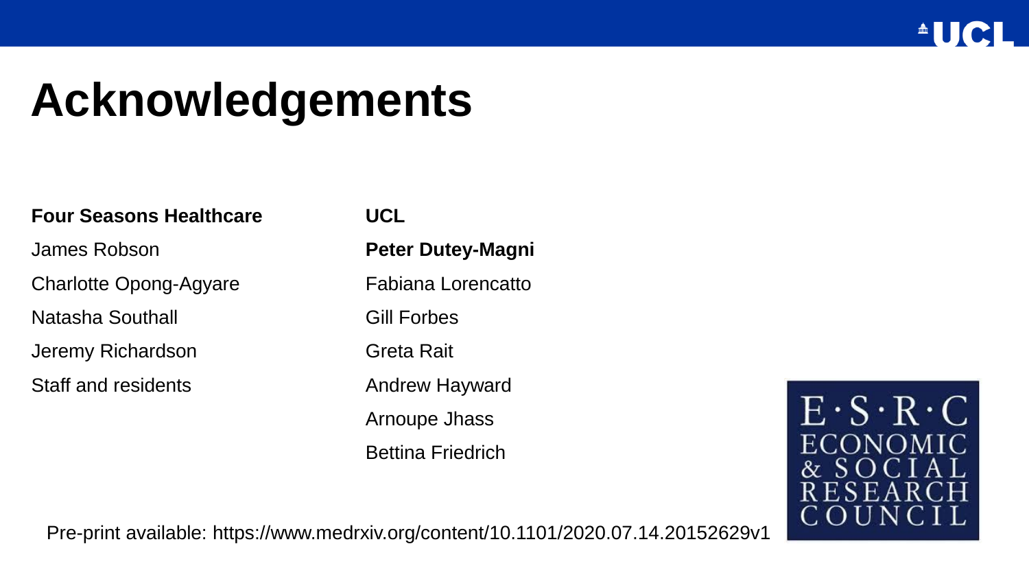# Acknowledgements

**Four Seasons Healthcare**

James Robson

Charlotte Opong-Agyare

Natasha Southall

Jeremy Richardson

Staff and residents

**UCL**

**Peter Dutey-Magni**

Fabiana Lorencatto

Gill Forbes

Greta Rait

Andrew Hayward

Arnoupe Jhass

Bettina Friedrich

Pre-print available: https://www.medrxiv.org/content/10.1101/2020.07.14.20152629v1

E·S·R·C ECONOMIC & SOCIAL RESEARCH COUNCIL